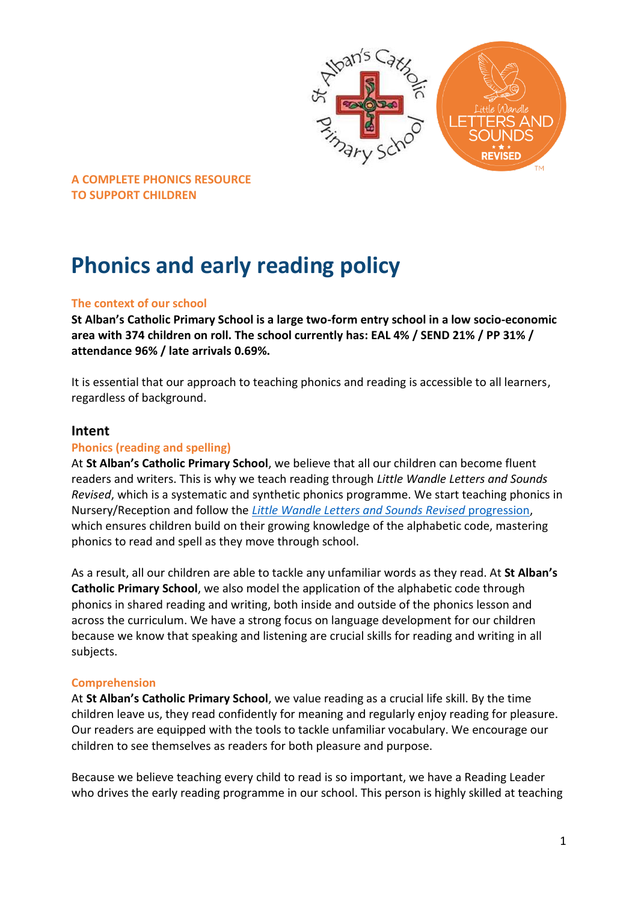**A COMPLETE PHONICS RESOURCE TO SUPPORT CHILDREN**

# Phonics and early reading policy

### The context of our school

**St Alban's Catholic Primary School is a large two-form entry school in a low socio-economic area with 374 children on roll. The school currently has: EAL 4% / SEND 21% / PP 31% / attendance 96% / late arrivals 0.69%.**

It is essential that our approach to teaching phonics and reading is accessible to all learners, regardless of background.

## Intent

### Phonics (reading and spelling)

At **St Alban's Catholic Primary School**, we believe that all our children can become fluent readers and writers. This is why we teach reading through *Little Wandle Letters and Sounds Revised*, which is a systematic and synthetic phonics programme. We start teaching phonics in Nursery/Reception and follow the *Little Wandle Letters and Sounds Revised* progression, which ensures children build on their growing knowledge of the alphabetic code, mastering phonics to read and spell as they move through school.

As a result, all our children are able to tackle any unfamiliar words as they read. At **St Alban's Catholic Primary School**, we also model the application of the alphabetic code through phonics in shared reading and writing, both inside and outside of the phonics lesson and across the curriculum. We have a strong focus on language development for our children because we know that speaking and listening are crucial skills for reading and writing in all subjects.

### Comprehension

At **St Alban's Catholic Primary School**, we value reading as a crucial life skill. By the time children leave us, they read confidently for meaning and regularly enjoy reading for pleasure. Our readers are equipped with the tools to tackle unfamiliar vocabulary. We encourage our children to see themselves as readers for both pleasure and purpose.

Because we believe teaching every child to read is so important, we have a Reading Leader who drives the early reading programme in our school. This person is highly skilled at teaching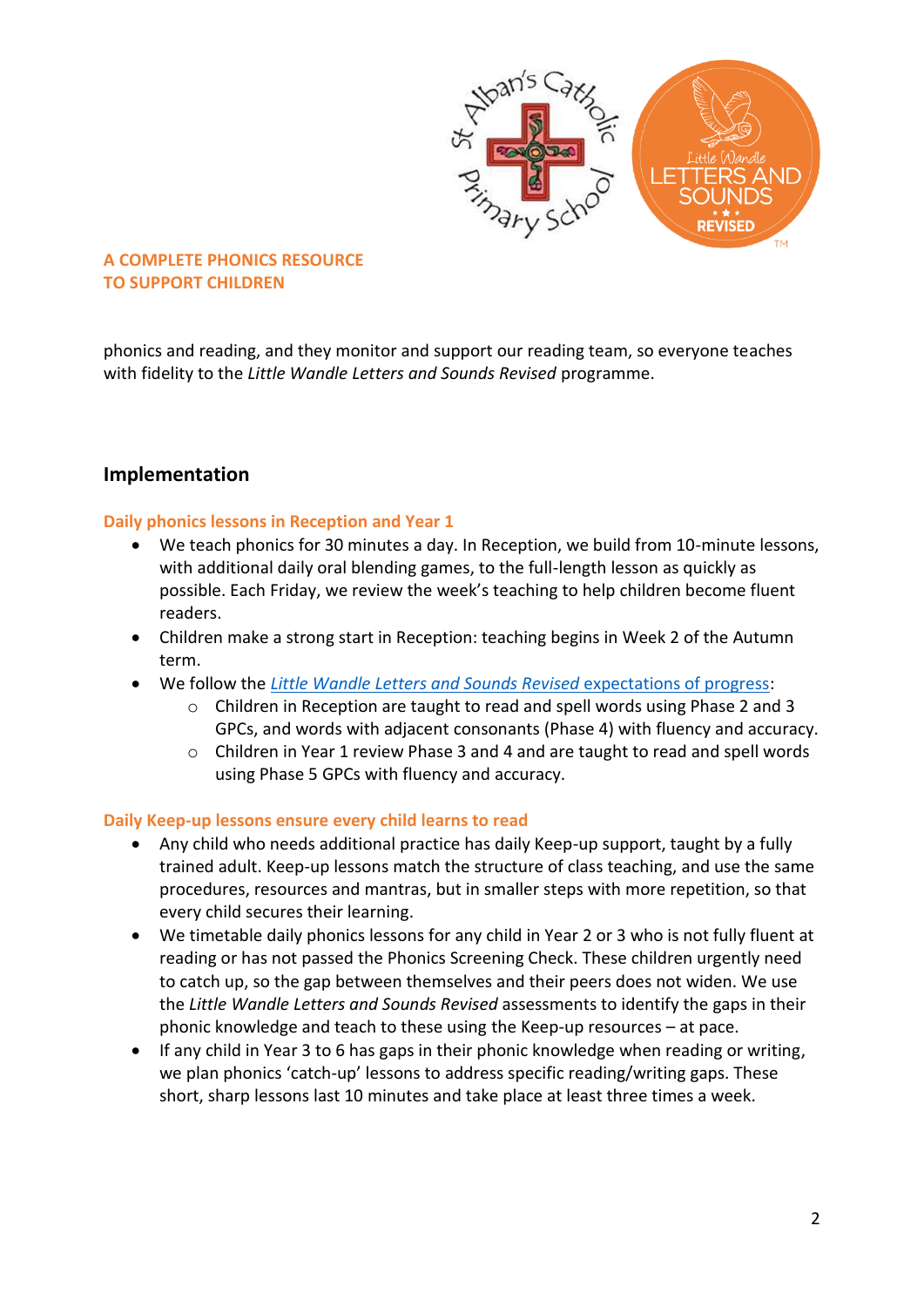A COMPLETE PHONICS RESOURCE
TO SUPPORT CHILDREN

phonics and reading, and they monitor and support our reading team, so everyone teaches with fidelity to the *Little Wandle Letters and Sounds Revised* programme.

## Implementation

### Daily phonics lessons in Reception and Year 1

- We teach phonics for 30 minutes a day. In Reception, we build from 10-minute lessons, with additional daily oral blending games, to the full-length lesson as quickly as possible. Each Friday, we review the week's teaching to help children become fluent readers.
- Children make a strong start in Reception: teaching begins in Week 2 of the Autumn term.
- We follow the *Little Wandle Letters and Sounds Revised* expectations of progress:
  - Children in Reception are taught to read and spell words using Phase 2 and 3 GPCs, and words with adjacent consonants (Phase 4) with fluency and accuracy.
  - Children in Year 1 review Phase 3 and 4 and are taught to read and spell words using Phase 5 GPCs with fluency and accuracy.

### Daily Keep-up lessons ensure every child learns to read

- Any child who needs additional practice has daily Keep-up support, taught by a fully trained adult. Keep-up lessons match the structure of class teaching, and use the same procedures, resources and mantras, but in smaller steps with more repetition, so that every child secures their learning.
- We timetable daily phonics lessons for any child in Year 2 or 3 who is not fully fluent at reading or has not passed the Phonics Screening Check. These children urgently need to catch up, so the gap between themselves and their peers does not widen. We use the *Little Wandle Letters and Sounds Revised* assessments to identify the gaps in their phonic knowledge and teach to these using the Keep-up resources – at pace.
- If any child in Year 3 to 6 has gaps in their phonic knowledge when reading or writing, we plan phonics 'catch-up' lessons to address specific reading/writing gaps. These short, sharp lessons last 10 minutes and take place at least three times a week.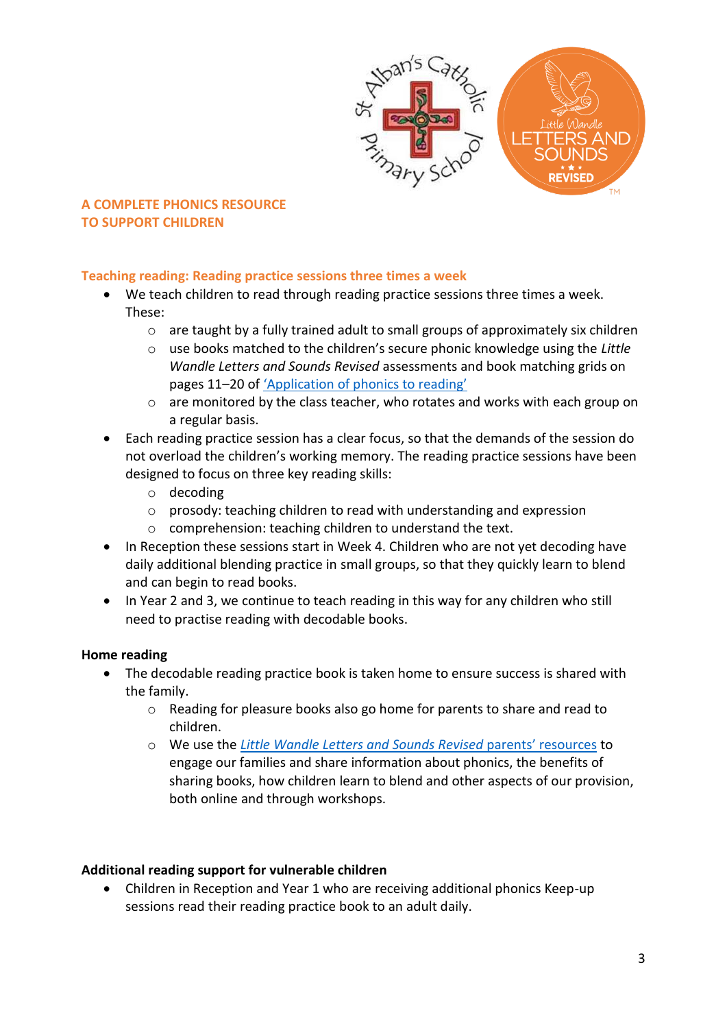**A COMPLETE PHONICS RESOURCE TO SUPPORT CHILDREN**

**Teaching reading: Reading practice sessions three times a week**

- We teach children to read through reading practice sessions three times a week. These:
  - are taught by a fully trained adult to small groups of approximately six children
  - use books matched to the children's secure phonic knowledge using the *Little Wandle Letters and Sounds Revised* assessments and book matching grids on pages 11–20 of 'Application of phonics to reading'
  - are monitored by the class teacher, who rotates and works with each group on a regular basis.
- Each reading practice session has a clear focus, so that the demands of the session do not overload the children's working memory. The reading practice sessions have been designed to focus on three key reading skills:
  - decoding
  - prosody: teaching children to read with understanding and expression
  - comprehension: teaching children to understand the text.
- In Reception these sessions start in Week 4. Children who are not yet decoding have daily additional blending practice in small groups, so that they quickly learn to blend and can begin to read books.
- In Year 2 and 3, we continue to teach reading in this way for any children who still need to practise reading with decodable books.

**Home reading**

- The decodable reading practice book is taken home to ensure success is shared with the family.
  - Reading for pleasure books also go home for parents to share and read to children.
  - We use the *Little Wandle Letters and Sounds Revised* parents' resources to engage our families and share information about phonics, the benefits of sharing books, how children learn to blend and other aspects of our provision, both online and through workshops.

**Additional reading support for vulnerable children**

- Children in Reception and Year 1 who are receiving additional phonics Keep-up sessions read their reading practice book to an adult daily.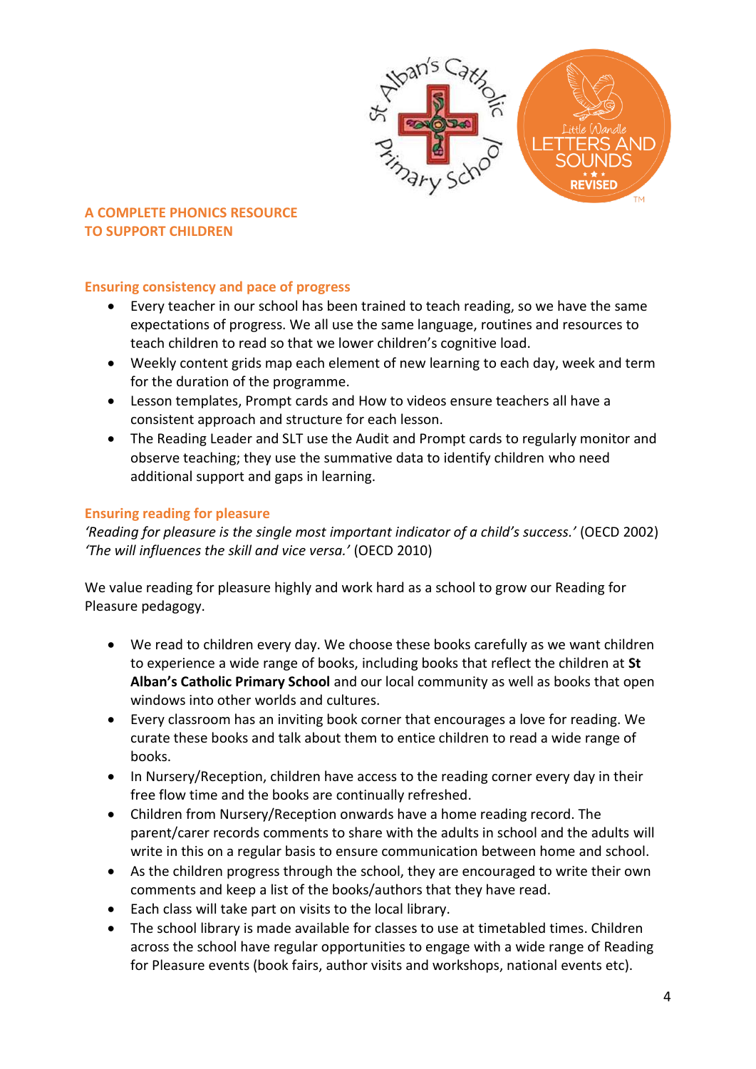## A COMPLETE PHONICS RESOURCE TO SUPPORT CHILDREN

### Ensuring consistency and pace of progress

- Every teacher in our school has been trained to teach reading, so we have the same expectations of progress. We all use the same language, routines and resources to teach children to read so that we lower children's cognitive load.
- Weekly content grids map each element of new learning to each day, week and term for the duration of the programme.
- Lesson templates, Prompt cards and How to videos ensure teachers all have a consistent approach and structure for each lesson.
- The Reading Leader and SLT use the Audit and Prompt cards to regularly monitor and observe teaching; they use the summative data to identify children who need additional support and gaps in learning.

### Ensuring reading for pleasure

*'Reading for pleasure is the single most important indicator of a child's success.'* (OECD 2002)
*'The will influences the skill and vice versa.'* (OECD 2010)

We value reading for pleasure highly and work hard as a school to grow our Reading for Pleasure pedagogy.

- We read to children every day. We choose these books carefully as we want children to experience a wide range of books, including books that reflect the children at **St Alban's Catholic Primary School** and our local community as well as books that open windows into other worlds and cultures.
- Every classroom has an inviting book corner that encourages a love for reading. We curate these books and talk about them to entice children to read a wide range of books.
- In Nursery/Reception, children have access to the reading corner every day in their free flow time and the books are continually refreshed.
- Children from Nursery/Reception onwards have a home reading record. The parent/carer records comments to share with the adults in school and the adults will write in this on a regular basis to ensure communication between home and school.
- As the children progress through the school, they are encouraged to write their own comments and keep a list of the books/authors that they have read.
- Each class will take part on visits to the local library.
- The school library is made available for classes to use at timetabled times. Children across the school have regular opportunities to engage with a wide range of Reading for Pleasure events (book fairs, author visits and workshops, national events etc).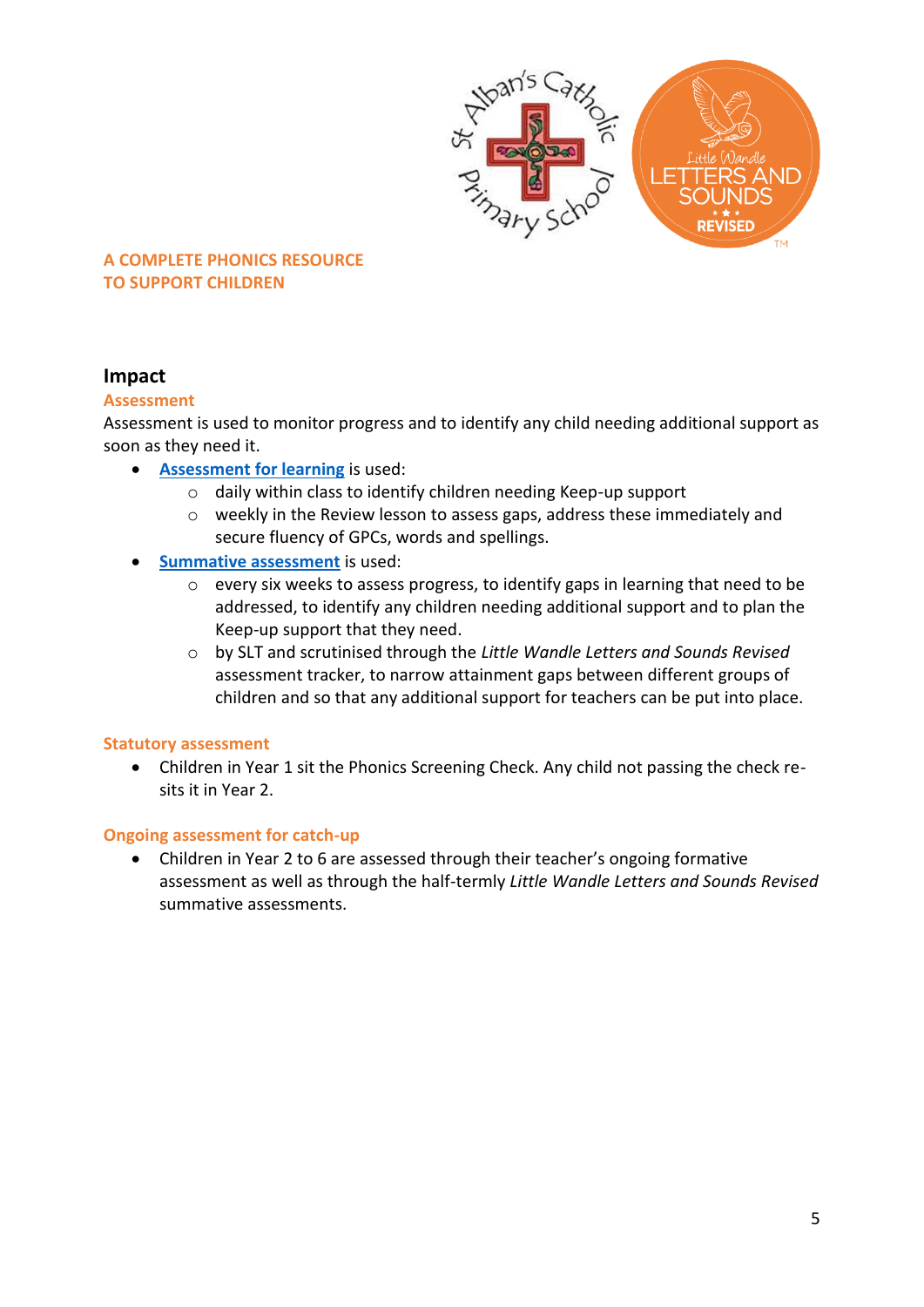A COMPLETE PHONICS RESOURCE
TO SUPPORT CHILDREN

## Impact

### Assessment

Assessment is used to monitor progress and to identify any child needing additional support as soon as they need it.

- **Assessment for learning** is used:
  - daily within class to identify children needing Keep-up support
  - weekly in the Review lesson to assess gaps, address these immediately and secure fluency of GPCs, words and spellings.
- **Summative assessment** is used:
  - every six weeks to assess progress, to identify gaps in learning that need to be addressed, to identify any children needing additional support and to plan the Keep-up support that they need.
  - by SLT and scrutinised through the *Little Wandle Letters and Sounds Revised* assessment tracker, to narrow attainment gaps between different groups of children and so that any additional support for teachers can be put into place.

### Statutory assessment

- Children in Year 1 sit the Phonics Screening Check. Any child not passing the check re-sits it in Year 2.

### Ongoing assessment for catch-up

- Children in Year 2 to 6 are assessed through their teacher's ongoing formative assessment as well as through the half-termly *Little Wandle Letters and Sounds Revised* summative assessments.